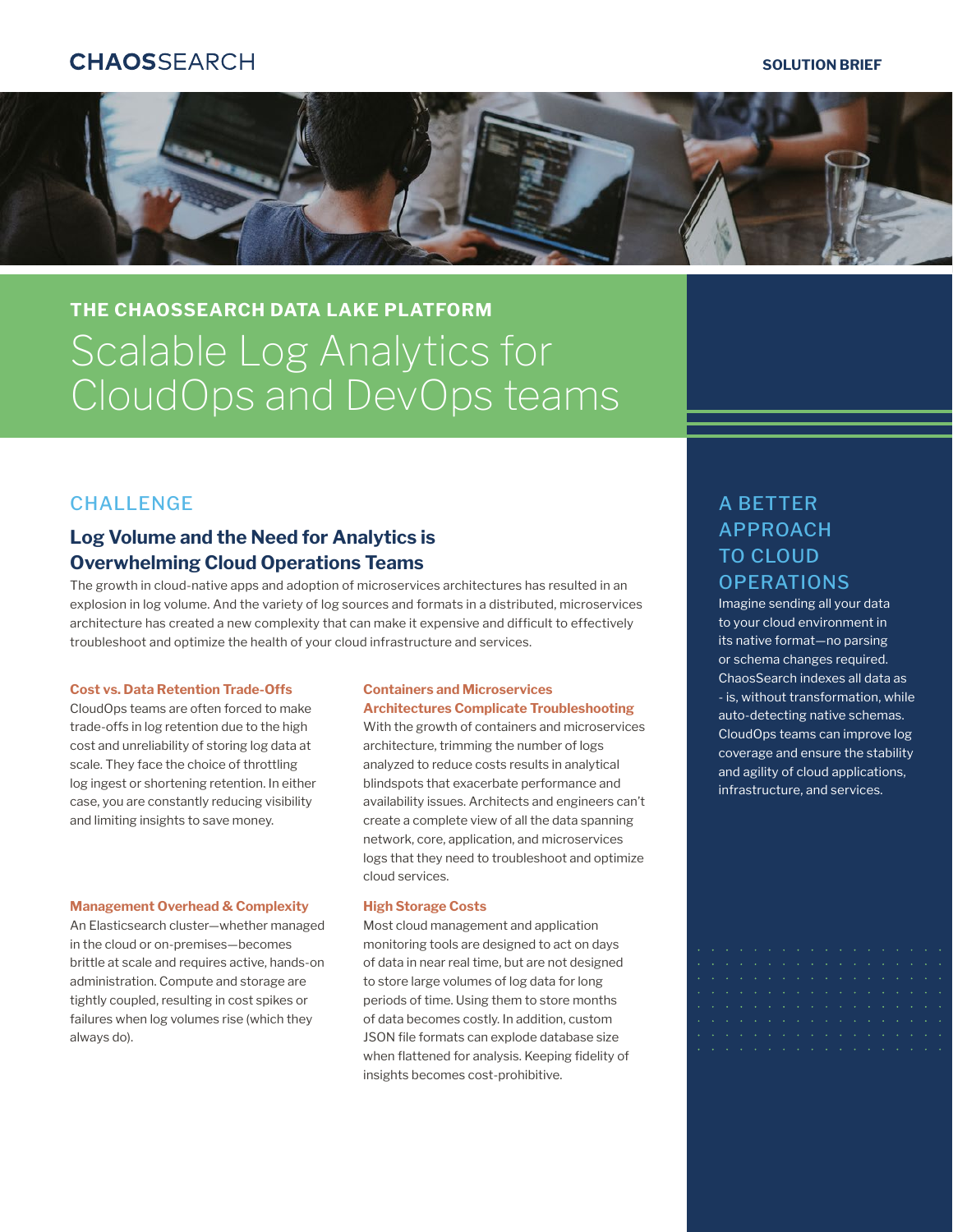CHAOSSEARCH

SOLUTION BRIEF

## THE CHAOSSEARCH DATA LAKE PLATFORM

# Scalable Log Analytics for CloudOps and DevOps teams

## CHALLENGE

### Log Volume and the Need for Analytics is Overwhelming Cloud Operations Teams

The growth in cloud-native apps and adoption of microservices architectures has resulted in an explosion in log volume. And the variety of log sources and formats in a distributed, microservices architecture has created a new complexity that can make it expensive and difficult to effectively troubleshoot and optimize the health of your cloud infrastructure and services.

**Cost vs. Data Retention Trade-Offs**

CloudOps teams are often forced to make trade-offs in log retention due to the high cost and unreliability of storing log data at scale. They face the choice of throttling log ingest or shortening retention. In either case, you are constantly reducing visibility and limiting insights to save money.

**Management Overhead & Complexity**

An Elasticsearch cluster—whether managed in the cloud or on-premises—becomes brittle at scale and requires active, hands-on administration. Compute and storage are tightly coupled, resulting in cost spikes or failures when log volumes rise (which they always do).

**Containers and Microservices Architectures Complicate Troubleshooting**

With the growth of containers and microservices architecture, trimming the number of logs analyzed to reduce costs results in analytical blindspots that exacerbate performance and availability issues. Architects and engineers can't create a complete view of all the data spanning network, core, application, and microservices logs that they need to troubleshoot and optimize cloud services.

**High Storage Costs**

Most cloud management and application monitoring tools are designed to act on days of data in near real time, but are not designed to store large volumes of log data for long periods of time. Using them to store months of data becomes costly. In addition, custom JSON file formats can explode database size when flattened for analysis. Keeping fidelity of insights becomes cost-prohibitive.

## A BETTER APPROACH TO CLOUD OPERATIONS

Imagine sending all your data to your cloud environment in its native format—no parsing or schema changes required. ChaosSearch indexes all data as - is, without transformation, while auto-detecting native schemas. CloudOps teams can improve log coverage and ensure the stability and agility of cloud applications, infrastructure, and services.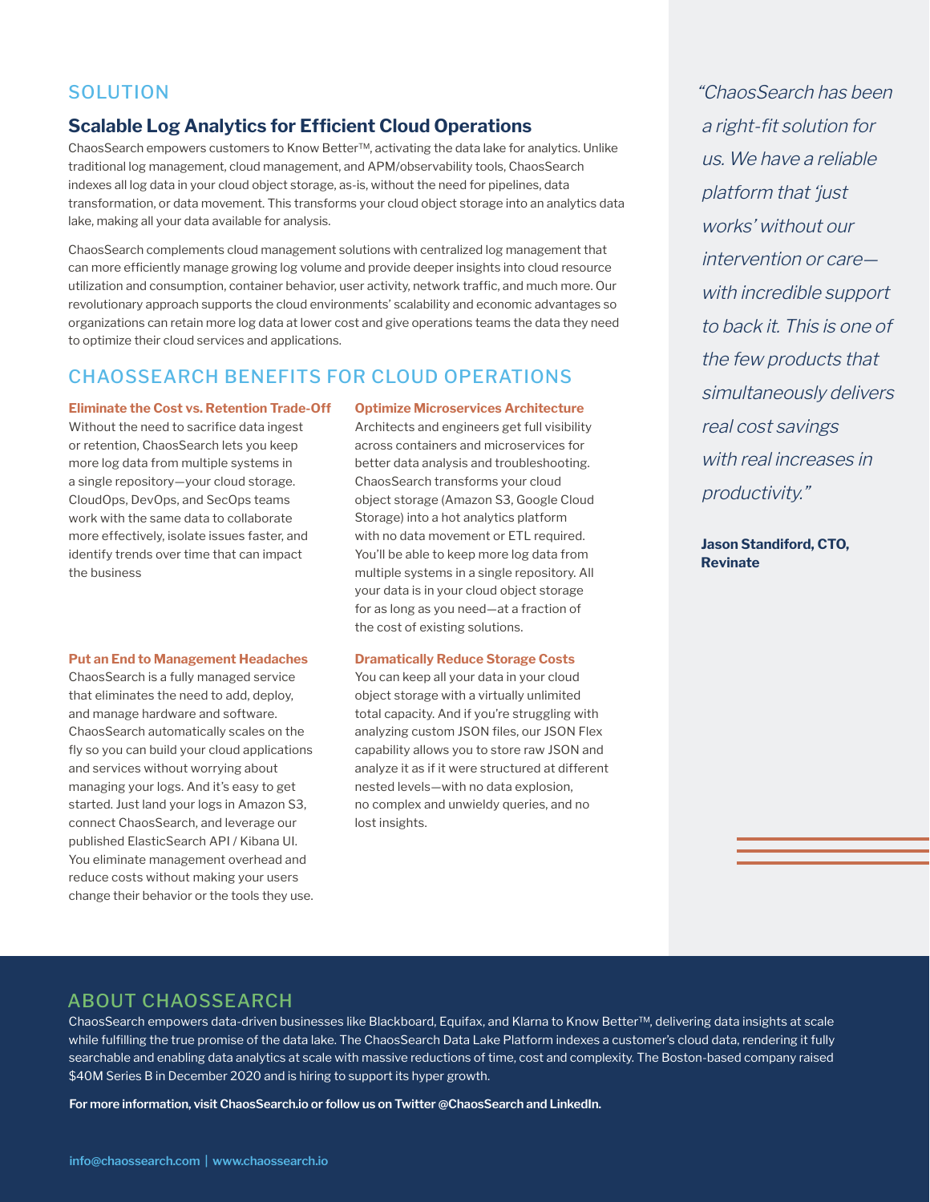## SOLUTION

### Scalable Log Analytics for Efficient Cloud Operations

ChaosSearch empowers customers to Know Better™, activating the data lake for analytics. Unlike traditional log management, cloud management, and APM/observability tools, ChaosSearch indexes all log data in your cloud object storage, as-is, without the need for pipelines, data transformation, or data movement. This transforms your cloud object storage into an analytics data lake, making all your data available for analysis.

ChaosSearch complements cloud management solutions with centralized log management that can more efficiently manage growing log volume and provide deeper insights into cloud resource utilization and consumption, container behavior, user activity, network traffic, and much more. Our revolutionary approach supports the cloud environments' scalability and economic advantages so organizations can retain more log data at lower cost and give operations teams the data they need to optimize their cloud services and applications.

## CHAOSSEARCH BENEFITS FOR CLOUD OPERATIONS

**Eliminate the Cost vs. Retention Trade-Off**

Without the need to sacrifice data ingest or retention, ChaosSearch lets you keep more log data from multiple systems in a single repository—your cloud storage. CloudOps, DevOps, and SecOps teams work with the same data to collaborate more effectively, isolate issues faster, and identify trends over time that can impact the business

**Put an End to Management Headaches**

ChaosSearch is a fully managed service that eliminates the need to add, deploy, and manage hardware and software. ChaosSearch automatically scales on the fly so you can build your cloud applications and services without worrying about managing your logs. And it's easy to get started. Just land your logs in Amazon S3, connect ChaosSearch, and leverage our published ElasticSearch API / Kibana UI. You eliminate management overhead and reduce costs without making your users change their behavior or the tools they use.

**Optimize Microservices Architecture**

Architects and engineers get full visibility across containers and microservices for better data analysis and troubleshooting. ChaosSearch transforms your cloud object storage (Amazon S3, Google Cloud Storage) into a hot analytics platform with no data movement or ETL required. You'll be able to keep more log data from multiple systems in a single repository. All your data is in your cloud object storage for as long as you need—at a fraction of the cost of existing solutions.

**Dramatically Reduce Storage Costs**

You can keep all your data in your cloud object storage with a virtually unlimited total capacity. And if you're struggling with analyzing custom JSON files, our JSON Flex capability allows you to store raw JSON and analyze it as if it were structured at different nested levels—with no data explosion, no complex and unwieldy queries, and no lost insights.

*"ChaosSearch has been a right-fit solution for us. We have a reliable platform that 'just works' without our intervention or care—with incredible support to back it. This is one of the few products that simultaneously delivers real cost savings with real increases in productivity."*

**Jason Standiford, CTO, Revinate**

## ABOUT CHAOSSEARCH

ChaosSearch empowers data-driven businesses like Blackboard, Equifax, and Klarna to Know Better™, delivering data insights at scale while fulfilling the true promise of the data lake. The ChaosSearch Data Lake Platform indexes a customer's cloud data, rendering it fully searchable and enabling data analytics at scale with massive reductions of time, cost and complexity. The Boston-based company raised $40M Series B in December 2020 and is hiring to support its hyper growth.

**For more information, visit ChaosSearch.io or follow us on Twitter @ChaosSearch and LinkedIn.**

**info@chaossearch.com | www.chaossearch.io**